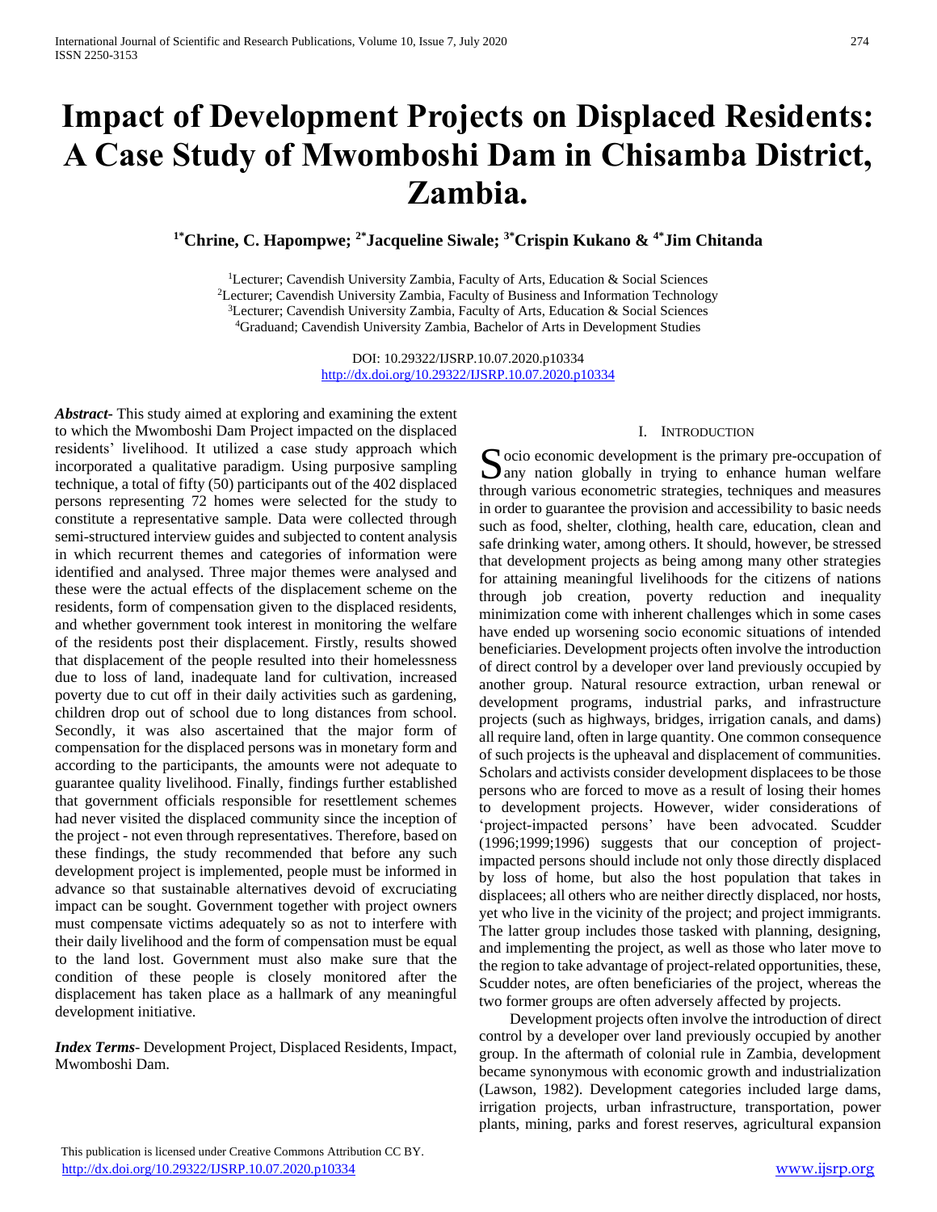# Impact of Development Projects on Displaced Residents: A Case Study of Mwomboshi Dam in Chisamba District, Zambia.

**[1*]Chrine, C. Hapompwe; [2*]Jacqueline Siwale; [3*]Crispin Kukano & [4*]Jim Chitanda**

[1]Lecturer; Cavendish University Zambia, Faculty of Arts, Education & Social Sciences
[2]Lecturer; Cavendish University Zambia, Faculty of Business and Information Technology
[3]Lecturer; Cavendish University Zambia, Faculty of Arts, Education & Social Sciences
[4]Graduand; Cavendish University Zambia, Bachelor of Arts in Development Studies

DOI: 10.29322/IJSRP.10.07.2020.p10334
http://dx.doi.org/10.29322/IJSRP.10.07.2020.p10334

***Abstract***- This study aimed at exploring and examining the extent to which the Mwomboshi Dam Project impacted on the displaced residents' livelihood. It utilized a case study approach which incorporated a qualitative paradigm. Using purposive sampling technique, a total of fifty (50) participants out of the 402 displaced persons representing 72 homes were selected for the study to constitute a representative sample. Data were collected through semi-structured interview guides and subjected to content analysis in which recurrent themes and categories of information were identified and analysed. Three major themes were analysed and these were the actual effects of the displacement scheme on the residents, form of compensation given to the displaced residents, and whether government took interest in monitoring the welfare of the residents post their displacement. Firstly, results showed that displacement of the people resulted into their homelessness due to loss of land, inadequate land for cultivation, increased poverty due to cut off in their daily activities such as gardening, children drop out of school due to long distances from school. Secondly, it was also ascertained that the major form of compensation for the displaced persons was in monetary form and according to the participants, the amounts were not adequate to guarantee quality livelihood. Finally, findings further established that government officials responsible for resettlement schemes had never visited the displaced community since the inception of the project - not even through representatives. Therefore, based on these findings, the study recommended that before any such development project is implemented, people must be informed in advance so that sustainable alternatives devoid of excruciating impact can be sought. Government together with project owners must compensate victims adequately so as not to interfere with their daily livelihood and the form of compensation must be equal to the land lost. Government must also make sure that the condition of these people is closely monitored after the displacement has taken place as a hallmark of any meaningful development initiative.

***Index Terms***- Development Project, Displaced Residents, Impact, Mwomboshi Dam.

## I. Introduction

Socio economic development is the primary pre-occupation of any nation globally in trying to enhance human welfare through various econometric strategies, techniques and measures in order to guarantee the provision and accessibility to basic needs such as food, shelter, clothing, health care, education, clean and safe drinking water, among others. It should, however, be stressed that development projects as being among many other strategies for attaining meaningful livelihoods for the citizens of nations through job creation, poverty reduction and inequality minimization come with inherent challenges which in some cases have ended up worsening socio economic situations of intended beneficiaries. Development projects often involve the introduction of direct control by a developer over land previously occupied by another group. Natural resource extraction, urban renewal or development programs, industrial parks, and infrastructure projects (such as highways, bridges, irrigation canals, and dams) all require land, often in large quantity. One common consequence of such projects is the upheaval and displacement of communities. Scholars and activists consider development displacees to be those persons who are forced to move as a result of losing their homes to development projects. However, wider considerations of 'project-impacted persons' have been advocated. Scudder (1996;1999;1996) suggests that our conception of project-impacted persons should include not only those directly displaced by loss of home, but also the host population that takes in displacees; all others who are neither directly displaced, nor hosts, yet who live in the vicinity of the project; and project immigrants. The latter group includes those tasked with planning, designing, and implementing the project, as well as those who later move to the region to take advantage of project-related opportunities, these, Scudder notes, are often beneficiaries of the project, whereas the two former groups are often adversely affected by projects.

Development projects often involve the introduction of direct control by a developer over land previously occupied by another group. In the aftermath of colonial rule in Zambia, development became synonymous with economic growth and industrialization (Lawson, 1982). Development categories included large dams, irrigation projects, urban infrastructure, transportation, power plants, mining, parks and forest reserves, agricultural expansion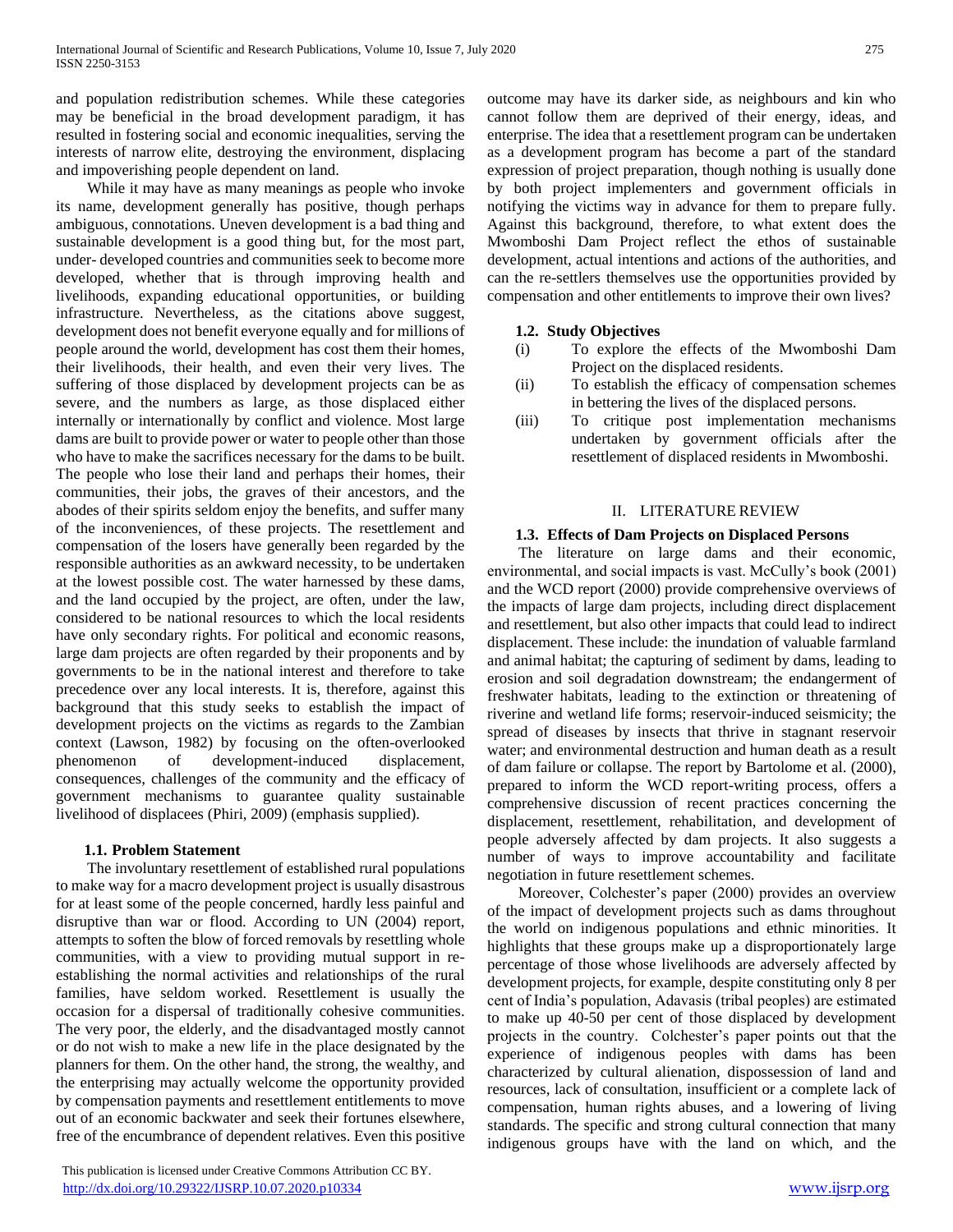and population redistribution schemes. While these categories may be beneficial in the broad development paradigm, it has resulted in fostering social and economic inequalities, serving the interests of narrow elite, destroying the environment, displacing and impoverishing people dependent on land.

While it may have as many meanings as people who invoke its name, development generally has positive, though perhaps ambiguous, connotations. Uneven development is a bad thing and sustainable development is a good thing but, for the most part, under- developed countries and communities seek to become more developed, whether that is through improving health and livelihoods, expanding educational opportunities, or building infrastructure. Nevertheless, as the citations above suggest, development does not benefit everyone equally and for millions of people around the world, development has cost them their homes, their livelihoods, their health, and even their very lives. The suffering of those displaced by development projects can be as severe, and the numbers as large, as those displaced either internally or internationally by conflict and violence. Most large dams are built to provide power or water to people other than those who have to make the sacrifices necessary for the dams to be built. The people who lose their land and perhaps their homes, their communities, their jobs, the graves of their ancestors, and the abodes of their spirits seldom enjoy the benefits, and suffer many of the inconveniences, of these projects. The resettlement and compensation of the losers have generally been regarded by the responsible authorities as an awkward necessity, to be undertaken at the lowest possible cost. The water harnessed by these dams, and the land occupied by the project, are often, under the law, considered to be national resources to which the local residents have only secondary rights. For political and economic reasons, large dam projects are often regarded by their proponents and by governments to be in the national interest and therefore to take precedence over any local interests. It is, therefore, against this background that this study seeks to establish the impact of development projects on the victims as regards to the Zambian context (Lawson, 1982) by focusing on the often-overlooked phenomenon of development-induced displacement, consequences, challenges of the community and the efficacy of government mechanisms to guarantee quality sustainable livelihood of displacees (Phiri, 2009) (emphasis supplied).

### 1.1. Problem Statement

The involuntary resettlement of established rural populations to make way for a macro development project is usually disastrous for at least some of the people concerned, hardly less painful and disruptive than war or flood. According to UN (2004) report, attempts to soften the blow of forced removals by resettling whole communities, with a view to providing mutual support in re-establishing the normal activities and relationships of the rural families, have seldom worked. Resettlement is usually the occasion for a dispersal of traditionally cohesive communities. The very poor, the elderly, and the disadvantaged mostly cannot or do not wish to make a new life in the place designated by the planners for them. On the other hand, the strong, the wealthy, and the enterprising may actually welcome the opportunity provided by compensation payments and resettlement entitlements to move out of an economic backwater and seek their fortunes elsewhere, free of the encumbrance of dependent relatives. Even this positive outcome may have its darker side, as neighbours and kin who cannot follow them are deprived of their energy, ideas, and enterprise. The idea that a resettlement program can be undertaken as a development program has become a part of the standard expression of project preparation, though nothing is usually done by both project implementers and government officials in notifying the victims way in advance for them to prepare fully. Against this background, therefore, to what extent does the Mwomboshi Dam Project reflect the ethos of sustainable development, actual intentions and actions of the authorities, and can the re-settlers themselves use the opportunities provided by compensation and other entitlements to improve their own lives?

### 1.2. Study Objectives

(i) To explore the effects of the Mwomboshi Dam Project on the displaced residents.

(ii) To establish the efficacy of compensation schemes in bettering the lives of the displaced persons.

(iii) To critique post implementation mechanisms undertaken by government officials after the resettlement of displaced residents in Mwomboshi.

## II. LITERATURE REVIEW

### 1.3. Effects of Dam Projects on Displaced Persons

The literature on large dams and their economic, environmental, and social impacts is vast. McCully's book (2001) and the WCD report (2000) provide comprehensive overviews of the impacts of large dam projects, including direct displacement and resettlement, but also other impacts that could lead to indirect displacement. These include: the inundation of valuable farmland and animal habitat; the capturing of sediment by dams, leading to erosion and soil degradation downstream; the endangerment of freshwater habitats, leading to the extinction or threatening of riverine and wetland life forms; reservoir-induced seismicity; the spread of diseases by insects that thrive in stagnant reservoir water; and environmental destruction and human death as a result of dam failure or collapse. The report by Bartolome et al. (2000), prepared to inform the WCD report-writing process, offers a comprehensive discussion of recent practices concerning the displacement, resettlement, rehabilitation, and development of people adversely affected by dam projects. It also suggests a number of ways to improve accountability and facilitate negotiation in future resettlement schemes.

Moreover, Colchester's paper (2000) provides an overview of the impact of development projects such as dams throughout the world on indigenous populations and ethnic minorities. It highlights that these groups make up a disproportionately large percentage of those whose livelihoods are adversely affected by development projects, for example, despite constituting only 8 per cent of India's population, Adavasis (tribal peoples) are estimated to make up 40-50 per cent of those displaced by development projects in the country. Colchester's paper points out that the experience of indigenous peoples with dams has been characterized by cultural alienation, dispossession of land and resources, lack of consultation, insufficient or a complete lack of compensation, human rights abuses, and a lowering of living standards. The specific and strong cultural connection that many indigenous groups have with the land on which, and the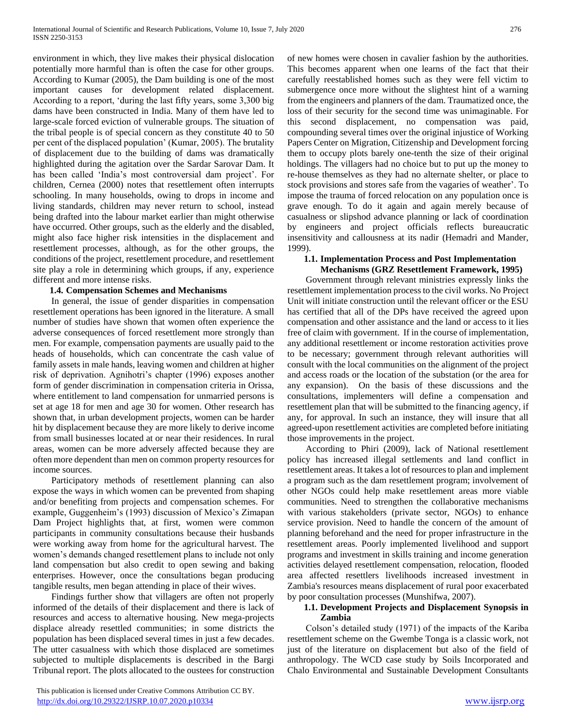environment in which, they live makes their physical dislocation potentially more harmful than is often the case for other groups. According to Kumar (2005), the Dam building is one of the most important causes for development related displacement. According to a report, 'during the last fifty years, some 3,300 big dams have been constructed in India. Many of them have led to large-scale forced eviction of vulnerable groups. The situation of the tribal people is of special concern as they constitute 40 to 50 per cent of the displaced population' (Kumar, 2005). The brutality of displacement due to the building of dams was dramatically highlighted during the agitation over the Sardar Sarovar Dam. It has been called 'India's most controversial dam project'. For children, Cernea (2000) notes that resettlement often interrupts schooling. In many households, owing to drops in income and living standards, children may never return to school, instead being drafted into the labour market earlier than might otherwise have occurred. Other groups, such as the elderly and the disabled, might also face higher risk intensities in the displacement and resettlement processes, although, as for the other groups, the conditions of the project, resettlement procedure, and resettlement site play a role in determining which groups, if any, experience different and more intense risks.

### 1.4. Compensation Schemes and Mechanisms

In general, the issue of gender disparities in compensation resettlement operations has been ignored in the literature. A small number of studies have shown that women often experience the adverse consequences of forced resettlement more strongly than men. For example, compensation payments are usually paid to the heads of households, which can concentrate the cash value of family assets in male hands, leaving women and children at higher risk of deprivation. Agnihotri's chapter (1996) exposes another form of gender discrimination in compensation criteria in Orissa, where entitlement to land compensation for unmarried persons is set at age 18 for men and age 30 for women. Other research has shown that, in urban development projects, women can be harder hit by displacement because they are more likely to derive income from small businesses located at or near their residences. In rural areas, women can be more adversely affected because they are often more dependent than men on common property resources for income sources.

Participatory methods of resettlement planning can also expose the ways in which women can be prevented from shaping and/or benefiting from projects and compensation schemes. For example, Guggenheim's (1993) discussion of Mexico's Zimapan Dam Project highlights that, at first, women were common participants in community consultations because their husbands were working away from home for the agricultural harvest. The women's demands changed resettlement plans to include not only land compensation but also credit to open sewing and baking enterprises. However, once the consultations began producing tangible results, men began attending in place of their wives.

Findings further show that villagers are often not properly informed of the details of their displacement and there is lack of resources and access to alternative housing. New mega-projects displace already resettled communities; in some districts the population has been displaced several times in just a few decades. The utter casualness with which those displaced are sometimes subjected to multiple displacements is described in the Bargi Tribunal report. The plots allocated to the oustees for construction of new homes were chosen in cavalier fashion by the authorities. This becomes apparent when one learns of the fact that their carefully reestablished homes such as they were fell victim to submergence once more without the slightest hint of a warning from the engineers and planners of the dam. Traumatized once, the loss of their security for the second time was unimaginable. For this second displacement, no compensation was paid, compounding several times over the original injustice of Working Papers Center on Migration, Citizenship and Development forcing them to occupy plots barely one-tenth the size of their original holdings. The villagers had no choice but to put up the money to re-house themselves as they had no alternate shelter, or place to stock provisions and stores safe from the vagaries of weather'. To impose the trauma of forced relocation on any population once is grave enough. To do it again and again merely because of casualness or slipshod advance planning or lack of coordination by engineers and project officials reflects bureaucratic insensitivity and callousness at its nadir (Hemadri and Mander, 1999).

### 1.1. Implementation Process and Post Implementation Mechanisms (GRZ Resettlement Framework, 1995)

Government through relevant ministries expressly links the resettlement implementation process to the civil works. No Project Unit will initiate construction until the relevant officer or the ESU has certified that all of the DPs have received the agreed upon compensation and other assistance and the land or access to it lies free of claim with government. If in the course of implementation, any additional resettlement or income restoration activities prove to be necessary; government through relevant authorities will consult with the local communities on the alignment of the project and access roads or the location of the substation (or the area for any expansion). On the basis of these discussions and the consultations, implementers will define a compensation and resettlement plan that will be submitted to the financing agency, if any, for approval. In such an instance, they will insure that all agreed-upon resettlement activities are completed before initiating those improvements in the project.

According to Phiri (2009), lack of National resettlement policy has increased illegal settlements and land conflict in resettlement areas. It takes a lot of resources to plan and implement a program such as the dam resettlement program; involvement of other NGOs could help make resettlement areas more viable communities. Need to strengthen the collaborative mechanisms with various stakeholders (private sector, NGOs) to enhance service provision. Need to handle the concern of the amount of planning beforehand and the need for proper infrastructure in the resettlement areas. Poorly implemented livelihood and support programs and investment in skills training and income generation activities delayed resettlement compensation, relocation, flooded area affected resettlers livelihoods increased investment in Zambia's resources means displacement of rural poor exacerbated by poor consultation processes (Munshifwa, 2007).

### 1.1. Development Projects and Displacement Synopsis in Zambia

Colson's detailed study (1971) of the impacts of the Kariba resettlement scheme on the Gwembe Tonga is a classic work, not just of the literature on displacement but also of the field of anthropology. The WCD case study by Soils Incorporated and Chalo Environmental and Sustainable Development Consultants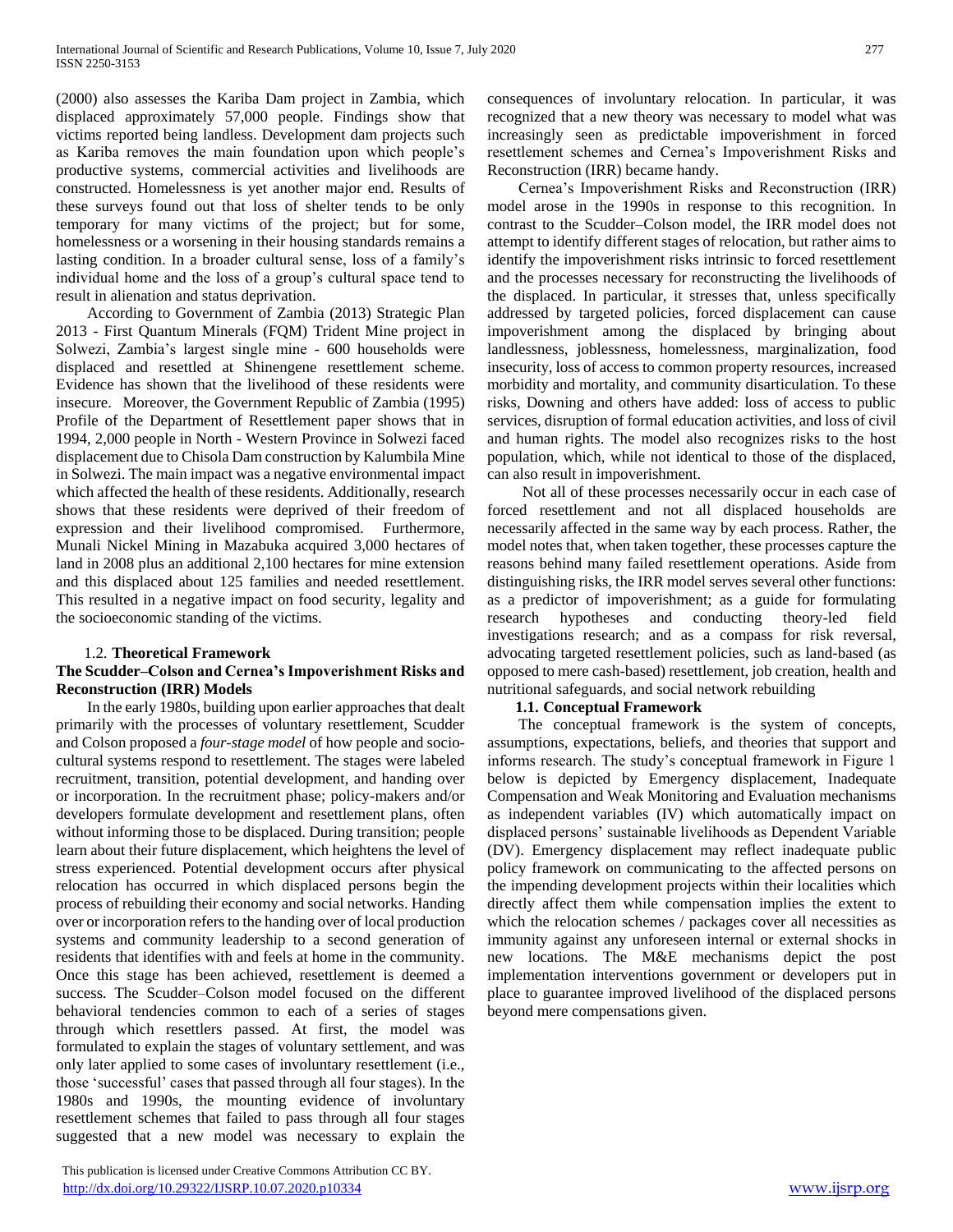(2000) also assesses the Kariba Dam project in Zambia, which displaced approximately 57,000 people. Findings show that victims reported being landless. Development dam projects such as Kariba removes the main foundation upon which people's productive systems, commercial activities and livelihoods are constructed. Homelessness is yet another major end. Results of these surveys found out that loss of shelter tends to be only temporary for many victims of the project; but for some, homelessness or a worsening in their housing standards remains a lasting condition. In a broader cultural sense, loss of a family's individual home and the loss of a group's cultural space tend to result in alienation and status deprivation.

According to Government of Zambia (2013) Strategic Plan 2013 - First Quantum Minerals (FQM) Trident Mine project in Solwezi, Zambia's largest single mine - 600 households were displaced and resettled at Shinengene resettlement scheme. Evidence has shown that the livelihood of these residents were insecure. Moreover, the Government Republic of Zambia (1995) Profile of the Department of Resettlement paper shows that in 1994, 2,000 people in North - Western Province in Solwezi faced displacement due to Chisola Dam construction by Kalumbila Mine in Solwezi. The main impact was a negative environmental impact which affected the health of these residents. Additionally, research shows that these residents were deprived of their freedom of expression and their livelihood compromised. Furthermore, Munali Nickel Mining in Mazabuka acquired 3,000 hectares of land in 2008 plus an additional 2,100 hectares for mine extension and this displaced about 125 families and needed resettlement. This resulted in a negative impact on food security, legality and the socioeconomic standing of the victims.

## 1.2. Theoretical Framework

### The Scudder–Colson and Cernea's Impoverishment Risks and Reconstruction (IRR) Models

In the early 1980s, building upon earlier approaches that dealt primarily with the processes of voluntary resettlement, Scudder and Colson proposed a *four-stage model* of how people and socio-cultural systems respond to resettlement. The stages were labeled recruitment, transition, potential development, and handing over or incorporation. In the recruitment phase; policy-makers and/or developers formulate development and resettlement plans, often without informing those to be displaced. During transition; people learn about their future displacement, which heightens the level of stress experienced. Potential development occurs after physical relocation has occurred in which displaced persons begin the process of rebuilding their economy and social networks. Handing over or incorporation refers to the handing over of local production systems and community leadership to a second generation of residents that identifies with and feels at home in the community. Once this stage has been achieved, resettlement is deemed a success. The Scudder–Colson model focused on the different behavioral tendencies common to each of a series of stages through which resettlers passed. At first, the model was formulated to explain the stages of voluntary settlement, and was only later applied to some cases of involuntary resettlement (i.e., those 'successful' cases that passed through all four stages). In the 1980s and 1990s, the mounting evidence of involuntary resettlement schemes that failed to pass through all four stages suggested that a new model was necessary to explain the consequences of involuntary relocation. In particular, it was recognized that a new theory was necessary to model what was increasingly seen as predictable impoverishment in forced resettlement schemes and Cernea's Impoverishment Risks and Reconstruction (IRR) became handy.

Cernea's Impoverishment Risks and Reconstruction (IRR) model arose in the 1990s in response to this recognition. In contrast to the Scudder–Colson model, the IRR model does not attempt to identify different stages of relocation, but rather aims to identify the impoverishment risks intrinsic to forced resettlement and the processes necessary for reconstructing the livelihoods of the displaced. In particular, it stresses that, unless specifically addressed by targeted policies, forced displacement can cause impoverishment among the displaced by bringing about landlessness, joblessness, homelessness, marginalization, food insecurity, loss of access to common property resources, increased morbidity and mortality, and community disarticulation. To these risks, Downing and others have added: loss of access to public services, disruption of formal education activities, and loss of civil and human rights. The model also recognizes risks to the host population, which, while not identical to those of the displaced, can also result in impoverishment.

Not all of these processes necessarily occur in each case of forced resettlement and not all displaced households are necessarily affected in the same way by each process. Rather, the model notes that, when taken together, these processes capture the reasons behind many failed resettlement operations. Aside from distinguishing risks, the IRR model serves several other functions: as a predictor of impoverishment; as a guide for formulating research hypotheses and conducting theory-led field investigations research; and as a compass for risk reversal, advocating targeted resettlement policies, such as land-based (as opposed to mere cash-based) resettlement, job creation, health and nutritional safeguards, and social network rebuilding

## 1.1. Conceptual Framework

The conceptual framework is the system of concepts, assumptions, expectations, beliefs, and theories that support and informs research. The study's conceptual framework in Figure 1 below is depicted by Emergency displacement, Inadequate Compensation and Weak Monitoring and Evaluation mechanisms as independent variables (IV) which automatically impact on displaced persons' sustainable livelihoods as Dependent Variable (DV). Emergency displacement may reflect inadequate public policy framework on communicating to the affected persons on the impending development projects within their localities which directly affect them while compensation implies the extent to which the relocation schemes / packages cover all necessities as immunity against any unforeseen internal or external shocks in new locations. The M&E mechanisms depict the post implementation interventions government or developers put in place to guarantee improved livelihood of the displaced persons beyond mere compensations given.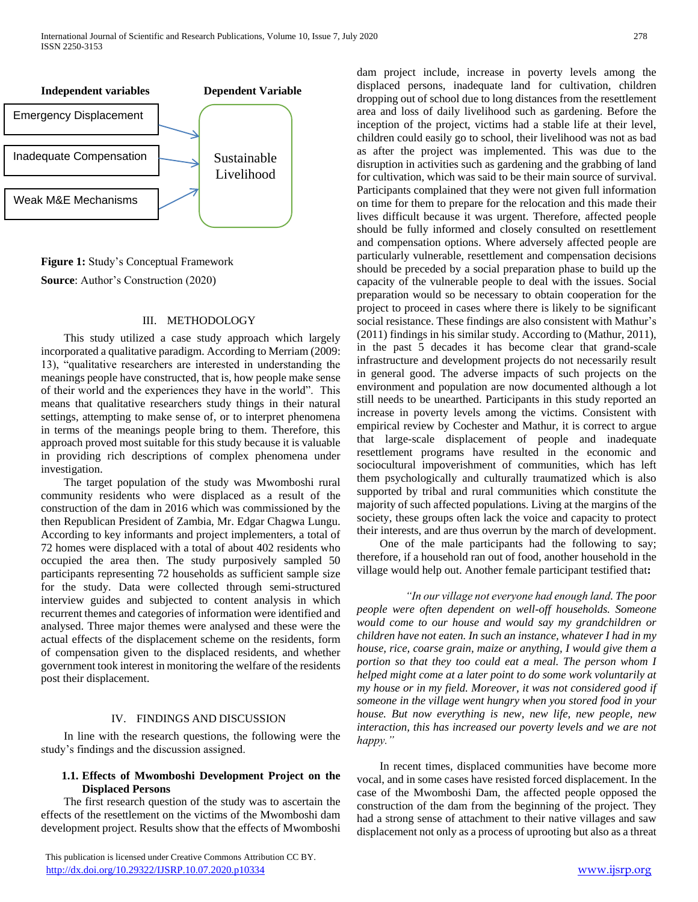Independent variables — Dependent Variable

- Emergency Displacement → Sustainable Livelihood
- Inadequate Compensation → Sustainable Livelihood
- Weak M&E Mechanisms → Sustainable Livelihood

**Figure 1:** Study's Conceptual Framework

**Source**: Author's Construction (2020)

## III. METHODOLOGY

This study utilized a case study approach which largely incorporated a qualitative paradigm. According to Merriam (2009: 13), "qualitative researchers are interested in understanding the meanings people have constructed, that is, how people make sense of their world and the experiences they have in the world". This means that qualitative researchers study things in their natural settings, attempting to make sense of, or to interpret phenomena in terms of the meanings people bring to them. Therefore, this approach proved most suitable for this study because it is valuable in providing rich descriptions of complex phenomena under investigation.

The target population of the study was Mwomboshi rural community residents who were displaced as a result of the construction of the dam in 2016 which was commissioned by the then Republican President of Zambia, Mr. Edgar Chagwa Lungu. According to key informants and project implementers, a total of 72 homes were displaced with a total of about 402 residents who occupied the area then. The study purposively sampled 50 participants representing 72 households as sufficient sample size for the study. Data were collected through semi-structured interview guides and subjected to content analysis in which recurrent themes and categories of information were identified and analysed. Three major themes were analysed and these were the actual effects of the displacement scheme on the residents, form of compensation given to the displaced residents, and whether government took interest in monitoring the welfare of the residents post their displacement.

## IV. FINDINGS AND DISCUSSION

In line with the research questions, the following were the study's findings and the discussion assigned.

### 1.1. Effects of Mwomboshi Development Project on the Displaced Persons

The first research question of the study was to ascertain the effects of the resettlement on the victims of the Mwomboshi dam development project. Results show that the effects of Mwomboshi dam project include, increase in poverty levels among the displaced persons, inadequate land for cultivation, children dropping out of school due to long distances from the resettlement area and loss of daily livelihood such as gardening. Before the inception of the project, victims had a stable life at their level, children could easily go to school, their livelihood was not as bad as after the project was implemented. This was due to the disruption in activities such as gardening and the grabbing of land for cultivation, which was said to be their main source of survival. Participants complained that they were not given full information on time for them to prepare for the relocation and this made their lives difficult because it was urgent. Therefore, affected people should be fully informed and closely consulted on resettlement and compensation options. Where adversely affected people are particularly vulnerable, resettlement and compensation decisions should be preceded by a social preparation phase to build up the capacity of the vulnerable people to deal with the issues. Social preparation would so be necessary to obtain cooperation for the project to proceed in cases where there is likely to be significant social resistance. These findings are also consistent with Mathur's (2011) findings in his similar study. According to (Mathur, 2011), in the past 5 decades it has become clear that grand-scale infrastructure and development projects do not necessarily result in general good. The adverse impacts of such projects on the environment and population are now documented although a lot still needs to be unearthed. Participants in this study reported an increase in poverty levels among the victims. Consistent with empirical review by Cochester and Mathur, it is correct to argue that large-scale displacement of people and inadequate resettlement programs have resulted in the economic and sociocultural impoverishment of communities, which has left them psychologically and culturally traumatized which is also supported by tribal and rural communities which constitute the majority of such affected populations. Living at the margins of the society, these groups often lack the voice and capacity to protect their interests, and are thus overrun by the march of development.

One of the male participants had the following to say; therefore, if a household ran out of food, another household in the village would help out. Another female participant testified that**:**

> *"In our village not everyone had enough land. The poor people were often dependent on well-off households. Someone would come to our house and would say my grandchildren or children have not eaten. In such an instance, whatever I had in my house, rice, coarse grain, maize or anything, I would give them a portion so that they too could eat a meal. The person whom I helped might come at a later point to do some work voluntarily at my house or in my field. Moreover, it was not considered good if someone in the village went hungry when you stored food in your house. But now everything is new, new life, new people, new interaction, this has increased our poverty levels and we are not happy."*

In recent times, displaced communities have become more vocal, and in some cases have resisted forced displacement. In the case of the Mwomboshi Dam, the affected people opposed the construction of the dam from the beginning of the project. They had a strong sense of attachment to their native villages and saw displacement not only as a process of uprooting but also as a threat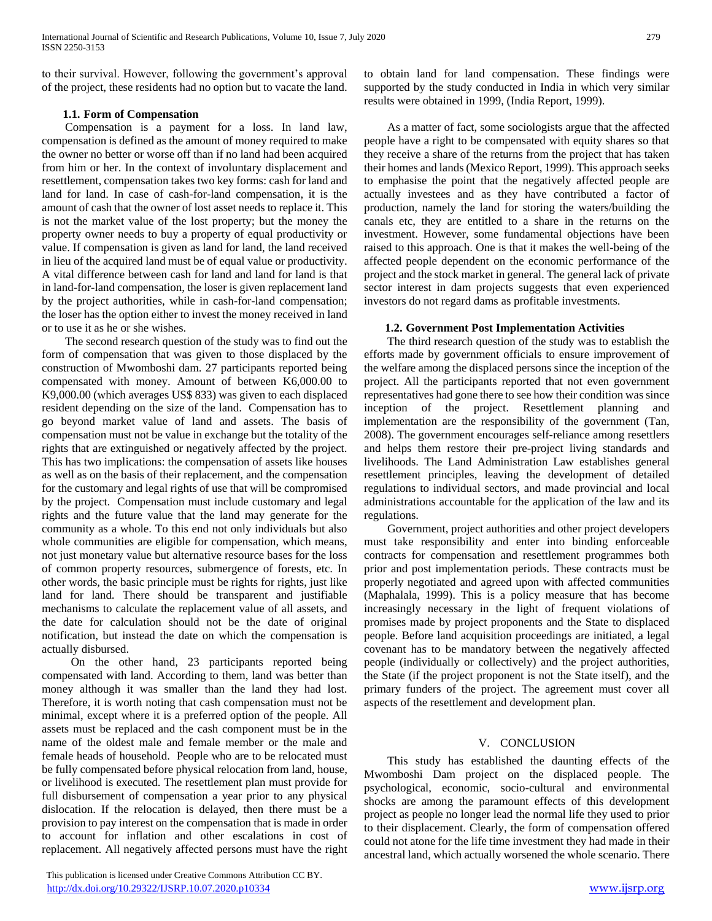to their survival. However, following the government's approval of the project, these residents had no option but to vacate the land.

### 1.1. Form of Compensation

Compensation is a payment for a loss. In land law, compensation is defined as the amount of money required to make the owner no better or worse off than if no land had been acquired from him or her. In the context of involuntary displacement and resettlement, compensation takes two key forms: cash for land and land for land. In case of cash-for-land compensation, it is the amount of cash that the owner of lost asset needs to replace it. This is not the market value of the lost property; but the money the property owner needs to buy a property of equal productivity or value. If compensation is given as land for land, the land received in lieu of the acquired land must be of equal value or productivity. A vital difference between cash for land and land for land is that in land-for-land compensation, the loser is given replacement land by the project authorities, while in cash-for-land compensation; the loser has the option either to invest the money received in land or to use it as he or she wishes.

The second research question of the study was to find out the form of compensation that was given to those displaced by the construction of Mwomboshi dam. 27 participants reported being compensated with money. Amount of between K6,000.00 to K9,000.00 (which averages US$ 833) was given to each displaced resident depending on the size of the land. Compensation has to go beyond market value of land and assets. The basis of compensation must not be value in exchange but the totality of the rights that are extinguished or negatively affected by the project. This has two implications: the compensation of assets like houses as well as on the basis of their replacement, and the compensation for the customary and legal rights of use that will be compromised by the project. Compensation must include customary and legal rights and the future value that the land may generate for the community as a whole. To this end not only individuals but also whole communities are eligible for compensation, which means, not just monetary value but alternative resource bases for the loss of common property resources, submergence of forests, etc. In other words, the basic principle must be rights for rights, just like land for land. There should be transparent and justifiable mechanisms to calculate the replacement value of all assets, and the date for calculation should not be the date of original notification, but instead the date on which the compensation is actually disbursed.

On the other hand, 23 participants reported being compensated with land. According to them, land was better than money although it was smaller than the land they had lost. Therefore, it is worth noting that cash compensation must not be minimal, except where it is a preferred option of the people. All assets must be replaced and the cash component must be in the name of the oldest male and female member or the male and female heads of household. People who are to be relocated must be fully compensated before physical relocation from land, house, or livelihood is executed. The resettlement plan must provide for full disbursement of compensation a year prior to any physical dislocation. If the relocation is delayed, then there must be a provision to pay interest on the compensation that is made in order to account for inflation and other escalations in cost of replacement. All negatively affected persons must have the right to obtain land for land compensation. These findings were supported by the study conducted in India in which very similar results were obtained in 1999, (India Report, 1999).

As a matter of fact, some sociologists argue that the affected people have a right to be compensated with equity shares so that they receive a share of the returns from the project that has taken their homes and lands (Mexico Report, 1999). This approach seeks to emphasise the point that the negatively affected people are actually investees and as they have contributed a factor of production, namely the land for storing the waters/building the canals etc, they are entitled to a share in the returns on the investment. However, some fundamental objections have been raised to this approach. One is that it makes the well-being of the affected people dependent on the economic performance of the project and the stock market in general. The general lack of private sector interest in dam projects suggests that even experienced investors do not regard dams as profitable investments.

### 1.2. Government Post Implementation Activities

The third research question of the study was to establish the efforts made by government officials to ensure improvement of the welfare among the displaced persons since the inception of the project. All the participants reported that not even government representatives had gone there to see how their condition was since inception of the project. Resettlement planning and implementation are the responsibility of the government (Tan, 2008). The government encourages self-reliance among resettlers and helps them restore their pre-project living standards and livelihoods. The Land Administration Law establishes general resettlement principles, leaving the development of detailed regulations to individual sectors, and made provincial and local administrations accountable for the application of the law and its regulations.

Government, project authorities and other project developers must take responsibility and enter into binding enforceable contracts for compensation and resettlement programmes both prior and post implementation periods. These contracts must be properly negotiated and agreed upon with affected communities (Maphalala, 1999). This is a policy measure that has become increasingly necessary in the light of frequent violations of promises made by project proponents and the State to displaced people. Before land acquisition proceedings are initiated, a legal covenant has to be mandatory between the negatively affected people (individually or collectively) and the project authorities, the State (if the project proponent is not the State itself), and the primary funders of the project. The agreement must cover all aspects of the resettlement and development plan.

## V. CONCLUSION

This study has established the daunting effects of the Mwomboshi Dam project on the displaced people. The psychological, economic, socio-cultural and environmental shocks are among the paramount effects of this development project as people no longer lead the normal life they used to prior to their displacement. Clearly, the form of compensation offered could not atone for the life time investment they had made in their ancestral land, which actually worsened the whole scenario. There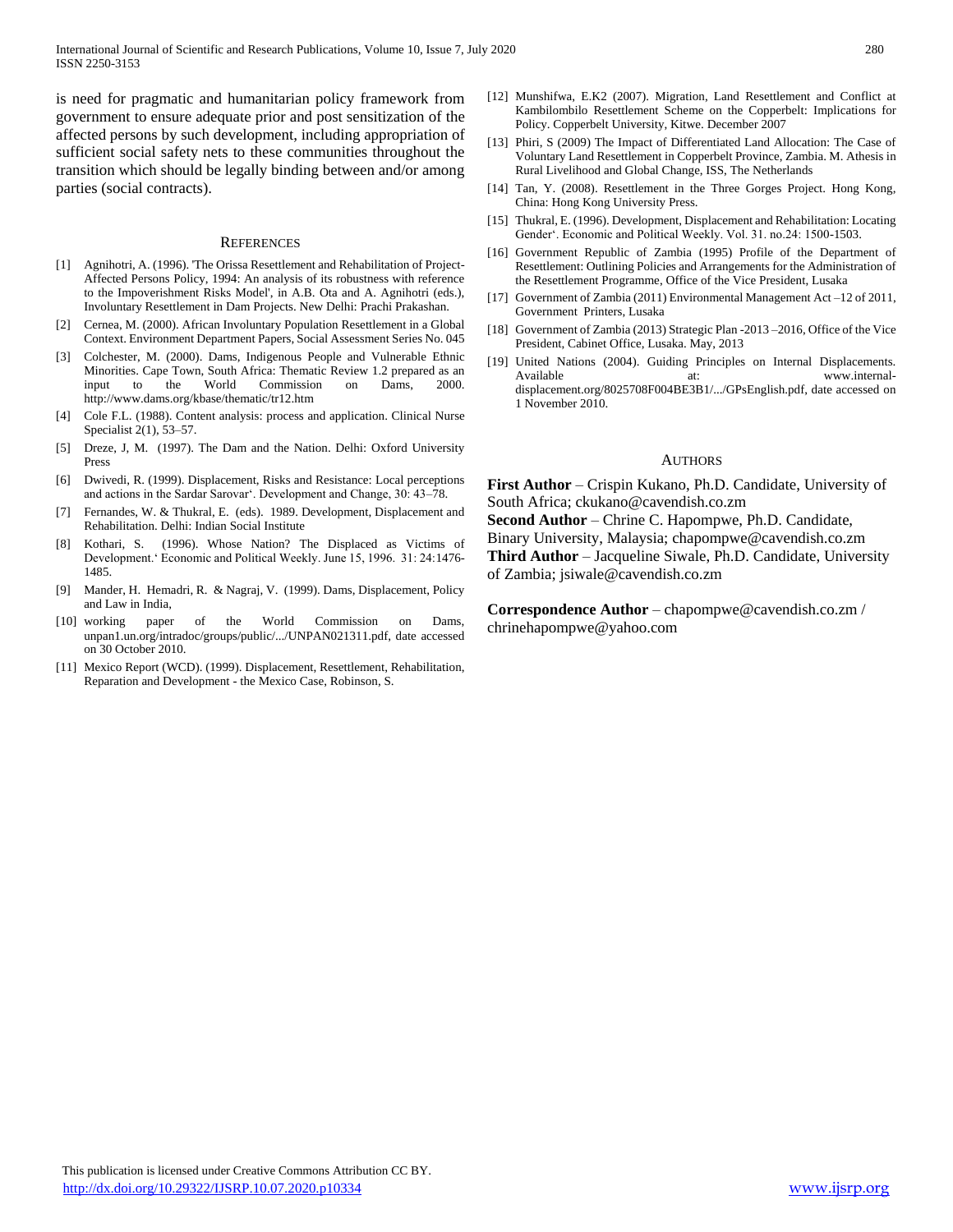is need for pragmatic and humanitarian policy framework from government to ensure adequate prior and post sensitization of the affected persons by such development, including appropriation of sufficient social safety nets to these communities throughout the transition which should be legally binding between and/or among parties (social contracts).

## REFERENCES

[1] Agnihotri, A. (1996). 'The Orissa Resettlement and Rehabilitation of Project-Affected Persons Policy, 1994: An analysis of its robustness with reference to the Impoverishment Risks Model', in A.B. Ota and A. Agnihotri (eds.), Involuntary Resettlement in Dam Projects. New Delhi: Prachi Prakashan.

[2] Cernea, M. (2000). African Involuntary Population Resettlement in a Global Context. Environment Department Papers, Social Assessment Series No. 045

[3] Colchester, M. (2000). Dams, Indigenous People and Vulnerable Ethnic Minorities. Cape Town, South Africa: Thematic Review 1.2 prepared as an input to the World Commission on Dams, 2000. http://www.dams.org/kbase/thematic/tr12.htm

[4] Cole F.L. (1988). Content analysis: process and application. Clinical Nurse Specialist 2(1), 53–57.

[5] Dreze, J, M. (1997). The Dam and the Nation. Delhi: Oxford University Press

[6] Dwivedi, R. (1999). Displacement, Risks and Resistance: Local perceptions and actions in the Sardar Sarovar'. Development and Change, 30: 43–78.

[7] Fernandes, W. & Thukral, E. (eds). 1989. Development, Displacement and Rehabilitation. Delhi: Indian Social Institute

[8] Kothari, S. (1996). Whose Nation? The Displaced as Victims of Development.' Economic and Political Weekly. June 15, 1996. 31: 24:1476-1485.

[9] Mander, H. Hemadri, R. & Nagraj, V. (1999). Dams, Displacement, Policy and Law in India,

[10] working paper of the World Commission on Dams, unpan1.un.org/intradoc/groups/public/.../UNPAN021311.pdf, date accessed on 30 October 2010.

[11] Mexico Report (WCD). (1999). Displacement, Resettlement, Rehabilitation, Reparation and Development - the Mexico Case, Robinson, S.

[12] Munshifwa, E.K2 (2007). Migration, Land Resettlement and Conflict at Kambilombilo Resettlement Scheme on the Copperbelt: Implications for Policy. Copperbelt University, Kitwe. December 2007

[13] Phiri, S (2009) The Impact of Differentiated Land Allocation: The Case of Voluntary Land Resettlement in Copperbelt Province, Zambia. M. Athesis in Rural Livelihood and Global Change, ISS, The Netherlands

[14] Tan, Y. (2008). Resettlement in the Three Gorges Project. Hong Kong, China: Hong Kong University Press.

[15] Thukral, E. (1996). Development, Displacement and Rehabilitation: Locating Gender'. Economic and Political Weekly. Vol. 31. no.24: 1500-1503.

[16] Government Republic of Zambia (1995) Profile of the Department of Resettlement: Outlining Policies and Arrangements for the Administration of the Resettlement Programme, Office of the Vice President, Lusaka

[17] Government of Zambia (2011) Environmental Management Act –12 of 2011, Government Printers, Lusaka

[18] Government of Zambia (2013) Strategic Plan -2013 –2016, Office of the Vice President, Cabinet Office, Lusaka. May, 2013

[19] United Nations (2004). Guiding Principles on Internal Displacements. Available at: www.internal-displacement.org/8025708F004BE3B1/.../GPsEnglish.pdf, date accessed on 1 November 2010.

## AUTHORS

**First Author** – Crispin Kukano, Ph.D. Candidate, University of South Africa; ckukano@cavendish.co.zm
**Second Author** – Chrine C. Hapompwe, Ph.D. Candidate, Binary University, Malaysia; chapompwe@cavendish.co.zm
**Third Author** – Jacqueline Siwale, Ph.D. Candidate, University of Zambia; jsiwale@cavendish.co.zm

**Correspondence Author** – chapompwe@cavendish.co.zm / chrinehapompwe@yahoo.com